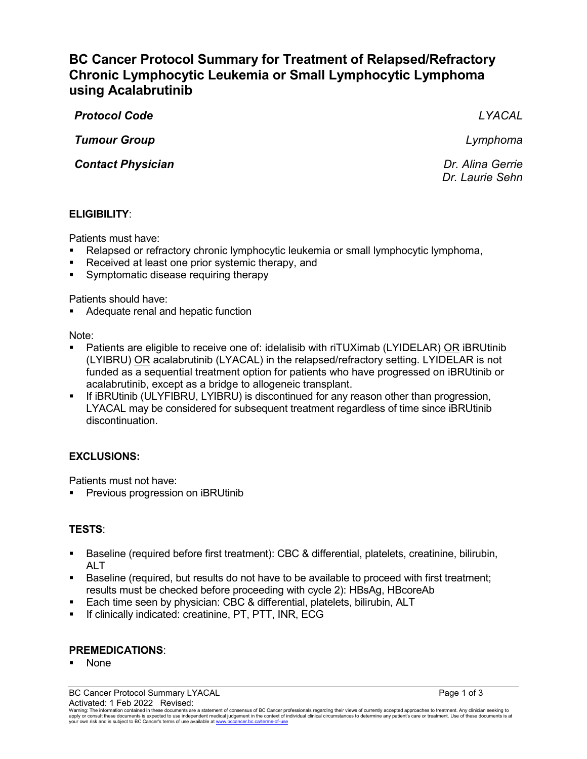# BC Cancer Protocol Summary for Treatment of Relapsed/Refractory Chronic Lymphocytic Leukemia or Small Lymphocytic Lymphoma using Acalabrutinib

| | |
|---|---|
| ***Protocol Code*** | *LYACAL* |
| ***Tumour Group*** | *Lymphoma* |
| ***Contact Physician*** | *Dr. Alina Gerrie*<br>*Dr. Laurie Sehn* |

**ELIGIBILITY**:

Patients must have:

- Relapsed or refractory chronic lymphocytic leukemia or small lymphocytic lymphoma,
- Received at least one prior systemic therapy, and
- Symptomatic disease requiring therapy

Patients should have:

- Adequate renal and hepatic function

Note:

- Patients are eligible to receive one of: idelalisib with riTUXimab (LYIDELAR) <u>OR</u> iBRUtinib (LYIBRU) <u>OR</u> acalabrutinib (LYACAL) in the relapsed/refractory setting. LYIDELAR is not funded as a sequential treatment option for patients who have progressed on iBRUtinib or acalabrutinib, except as a bridge to allogeneic transplant.
- If iBRUtinib (ULYFIBRU, LYIBRU) is discontinued for any reason other than progression, LYACAL may be considered for subsequent treatment regardless of time since iBRUtinib discontinuation.

**EXCLUSIONS:**

Patients must not have:

- Previous progression on iBRUtinib

**TESTS**:

- Baseline (required before first treatment): CBC & differential, platelets, creatinine, bilirubin, ALT
- Baseline (required, but results do not have to be available to proceed with first treatment; results must be checked before proceeding with cycle 2): HBsAg, HBcoreAb
- Each time seen by physician: CBC & differential, platelets, bilirubin, ALT
- If clinically indicated: creatinine, PT, PTT, INR, ECG

**PREMEDICATIONS**:

- None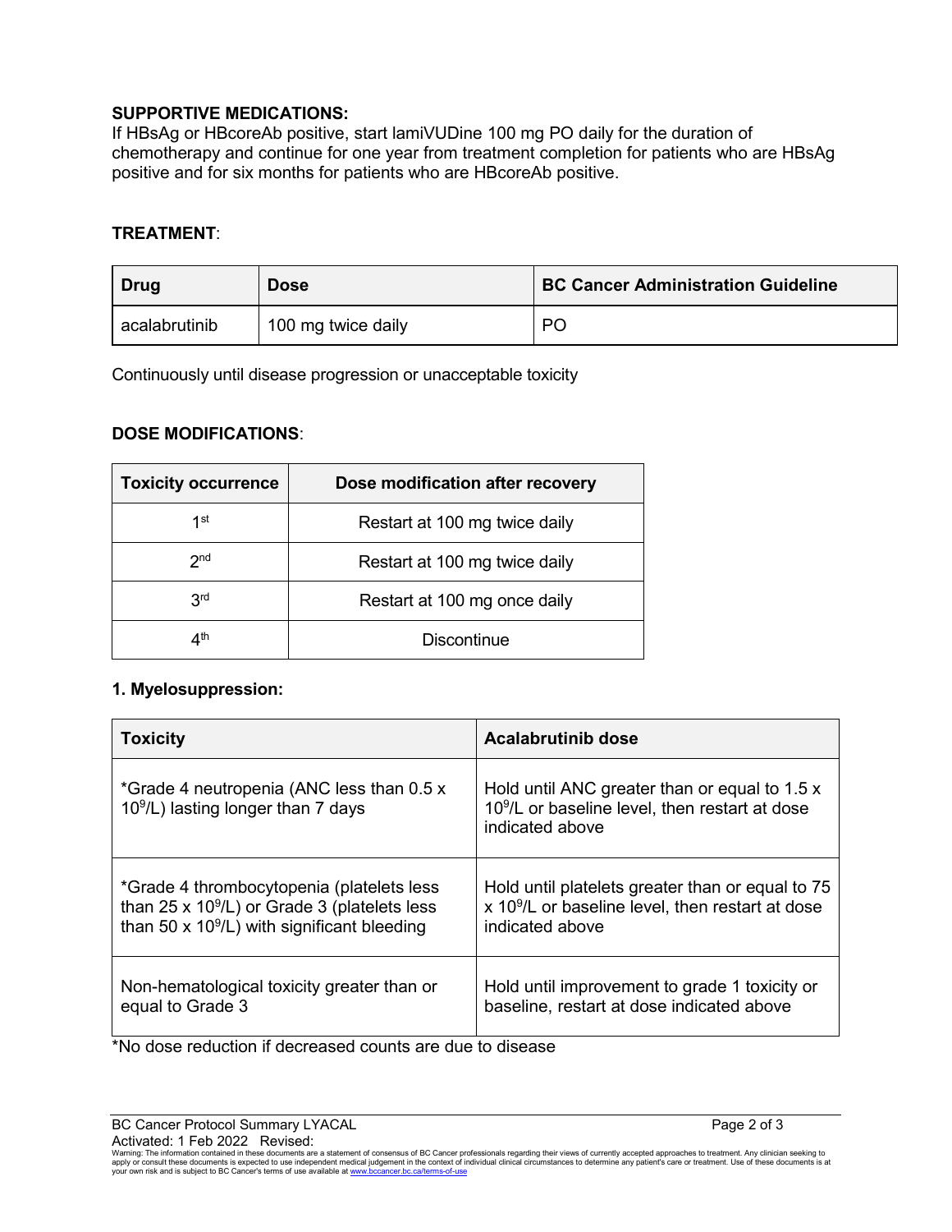**SUPPORTIVE MEDICATIONS:**
If HBsAg or HBcoreAb positive, start lamiVUDine 100 mg PO daily for the duration of chemotherapy and continue for one year from treatment completion for patients who are HBsAg positive and for six months for patients who are HBcoreAb positive.

**TREATMENT**:

| Drug | Dose | BC Cancer Administration Guideline |
|---|---|---|
| acalabrutinib | 100 mg twice daily | PO |

Continuously until disease progression or unacceptable toxicity

**DOSE MODIFICATIONS**:

| Toxicity occurrence | Dose modification after recovery |
|---|---|
| 1st | Restart at 100 mg twice daily |
| 2nd | Restart at 100 mg twice daily |
| 3rd | Restart at 100 mg once daily |
| 4th | Discontinue |

**1. Myelosuppression:**

| Toxicity | Acalabrutinib dose |
|---|---|
| *Grade 4 neutropenia (ANC less than 0.5 x $10^9$/L) lasting longer than 7 days | Hold until ANC greater than or equal to 1.5 x $10^9$/L or baseline level, then restart at dose indicated above |
| *Grade 4 thrombocytopenia (platelets less than 25 x $10^9$/L) or Grade 3 (platelets less than 50 x $10^9$/L) with significant bleeding | Hold until platelets greater than or equal to 75 x $10^9$/L or baseline level, then restart at dose indicated above |
| Non-hematological toxicity greater than or equal to Grade 3 | Hold until improvement to grade 1 toxicity or baseline, restart at dose indicated above |

*No dose reduction if decreased counts are due to disease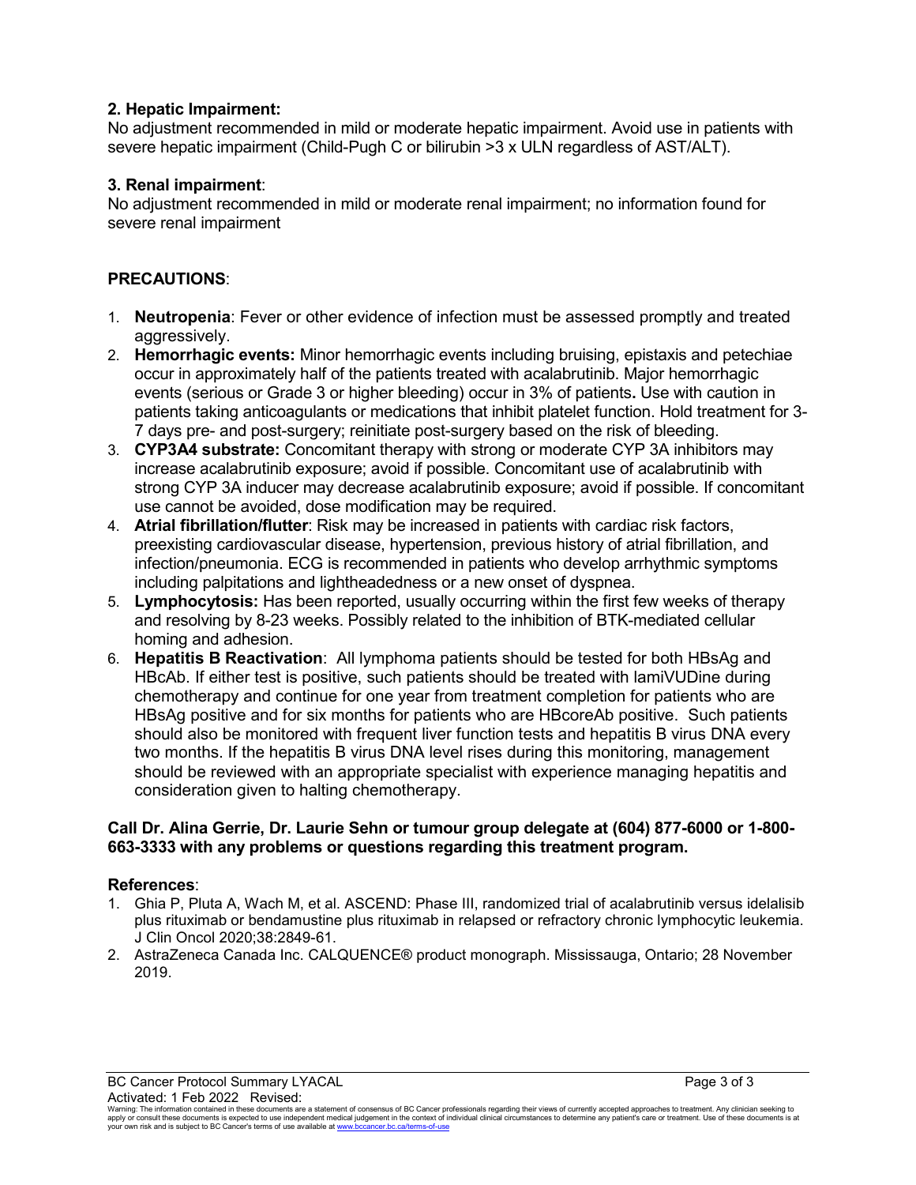**2. Hepatic Impairment:**
No adjustment recommended in mild or moderate hepatic impairment. Avoid use in patients with severe hepatic impairment (Child-Pugh C or bilirubin >3 x ULN regardless of AST/ALT).

**3. Renal impairment**:
No adjustment recommended in mild or moderate renal impairment; no information found for severe renal impairment

## PRECAUTIONS:

1. **Neutropenia**: Fever or other evidence of infection must be assessed promptly and treated aggressively.
2. **Hemorrhagic events:** Minor hemorrhagic events including bruising, epistaxis and petechiae occur in approximately half of the patients treated with acalabrutinib. Major hemorrhagic events (serious or Grade 3 or higher bleeding) occur in 3% of patients**.** Use with caution in patients taking anticoagulants or medications that inhibit platelet function. Hold treatment for 3-7 days pre- and post-surgery; reinitiate post-surgery based on the risk of bleeding.
3. **CYP3A4 substrate:** Concomitant therapy with strong or moderate CYP 3A inhibitors may increase acalabrutinib exposure; avoid if possible. Concomitant use of acalabrutinib with strong CYP 3A inducer may decrease acalabrutinib exposure; avoid if possible. If concomitant use cannot be avoided, dose modification may be required.
4. **Atrial fibrillation/flutter**: Risk may be increased in patients with cardiac risk factors, preexisting cardiovascular disease, hypertension, previous history of atrial fibrillation, and infection/pneumonia. ECG is recommended in patients who develop arrhythmic symptoms including palpitations and lightheadedness or a new onset of dyspnea.
5. **Lymphocytosis:** Has been reported, usually occurring within the first few weeks of therapy and resolving by 8-23 weeks. Possibly related to the inhibition of BTK-mediated cellular homing and adhesion.
6. **Hepatitis B Reactivation**: All lymphoma patients should be tested for both HBsAg and HBcAb. If either test is positive, such patients should be treated with lamiVUDine during chemotherapy and continue for one year from treatment completion for patients who are HBsAg positive and for six months for patients who are HBcoreAb positive. Such patients should also be monitored with frequent liver function tests and hepatitis B virus DNA every two months. If the hepatitis B virus DNA level rises during this monitoring, management should be reviewed with an appropriate specialist with experience managing hepatitis and consideration given to halting chemotherapy.

**Call Dr. Alina Gerrie, Dr. Laurie Sehn or tumour group delegate at (604) 877-6000 or 1-800-663-3333 with any problems or questions regarding this treatment program.**

## References:

1. Ghia P, Pluta A, Wach M, et al. ASCEND: Phase III, randomized trial of acalabrutinib versus idelalisib plus rituximab or bendamustine plus rituximab in relapsed or refractory chronic lymphocytic leukemia. J Clin Oncol 2020;38:2849-61.
2. AstraZeneca Canada Inc. CALQUENCE® product monograph. Mississauga, Ontario; 28 November 2019.